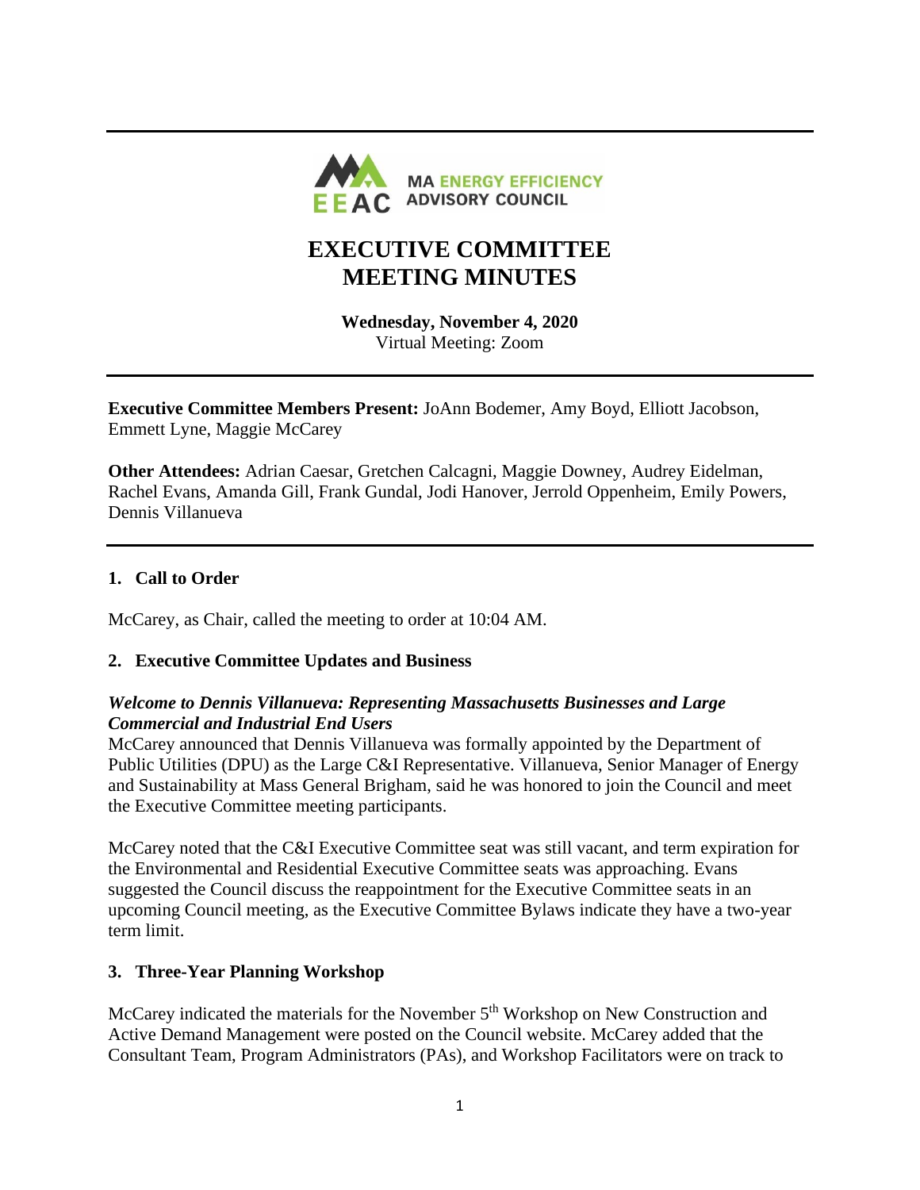MA ENERGY EFFICIENCY ADVISORY COUNCIL

# EXECUTIVE COMMITTEE MEETING MINUTES

**Wednesday, November 4, 2020**
Virtual Meeting: Zoom

**Executive Committee Members Present:** JoAnn Bodemer, Amy Boyd, Elliott Jacobson, Emmett Lyne, Maggie McCarey

**Other Attendees:** Adrian Caesar, Gretchen Calcagni, Maggie Downey, Audrey Eidelman, Rachel Evans, Amanda Gill, Frank Gundal, Jodi Hanover, Jerrold Oppenheim, Emily Powers, Dennis Villanueva

## 1. Call to Order

McCarey, as Chair, called the meeting to order at 10:04 AM.

## 2. Executive Committee Updates and Business

### *Welcome to Dennis Villanueva: Representing Massachusetts Businesses and Large Commercial and Industrial End Users*

McCarey announced that Dennis Villanueva was formally appointed by the Department of Public Utilities (DPU) as the Large C&I Representative. Villanueva, Senior Manager of Energy and Sustainability at Mass General Brigham, said he was honored to join the Council and meet the Executive Committee meeting participants.

McCarey noted that the C&I Executive Committee seat was still vacant, and term expiration for the Environmental and Residential Executive Committee seats was approaching. Evans suggested the Council discuss the reappointment for the Executive Committee seats in an upcoming Council meeting, as the Executive Committee Bylaws indicate they have a two-year term limit.

## 3. Three-Year Planning Workshop

McCarey indicated the materials for the November 5th Workshop on New Construction and Active Demand Management were posted on the Council website. McCarey added that the Consultant Team, Program Administrators (PAs), and Workshop Facilitators were on track to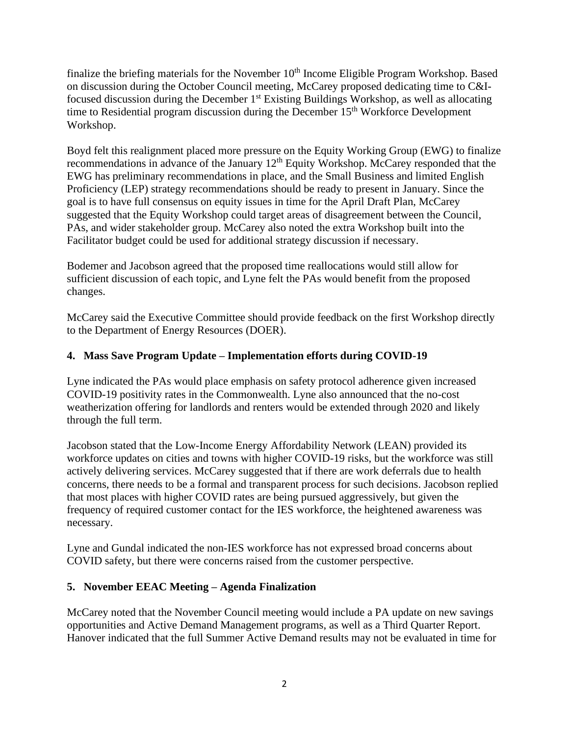finalize the briefing materials for the November 10th Income Eligible Program Workshop. Based on discussion during the October Council meeting, McCarey proposed dedicating time to C&I-focused discussion during the December 1st Existing Buildings Workshop, as well as allocating time to Residential program discussion during the December 15th Workforce Development Workshop.

Boyd felt this realignment placed more pressure on the Equity Working Group (EWG) to finalize recommendations in advance of the January 12th Equity Workshop. McCarey responded that the EWG has preliminary recommendations in place, and the Small Business and limited English Proficiency (LEP) strategy recommendations should be ready to present in January. Since the goal is to have full consensus on equity issues in time for the April Draft Plan, McCarey suggested that the Equity Workshop could target areas of disagreement between the Council, PAs, and wider stakeholder group. McCarey also noted the extra Workshop built into the Facilitator budget could be used for additional strategy discussion if necessary.

Bodemer and Jacobson agreed that the proposed time reallocations would still allow for sufficient discussion of each topic, and Lyne felt the PAs would benefit from the proposed changes.

McCarey said the Executive Committee should provide feedback on the first Workshop directly to the Department of Energy Resources (DOER).

## 4. Mass Save Program Update – Implementation efforts during COVID-19

Lyne indicated the PAs would place emphasis on safety protocol adherence given increased COVID-19 positivity rates in the Commonwealth. Lyne also announced that the no-cost weatherization offering for landlords and renters would be extended through 2020 and likely through the full term.

Jacobson stated that the Low-Income Energy Affordability Network (LEAN) provided its workforce updates on cities and towns with higher COVID-19 risks, but the workforce was still actively delivering services. McCarey suggested that if there are work deferrals due to health concerns, there needs to be a formal and transparent process for such decisions. Jacobson replied that most places with higher COVID rates are being pursued aggressively, but given the frequency of required customer contact for the IES workforce, the heightened awareness was necessary.

Lyne and Gundal indicated the non-IES workforce has not expressed broad concerns about COVID safety, but there were concerns raised from the customer perspective.

## 5. November EEAC Meeting – Agenda Finalization

McCarey noted that the November Council meeting would include a PA update on new savings opportunities and Active Demand Management programs, as well as a Third Quarter Report. Hanover indicated that the full Summer Active Demand results may not be evaluated in time for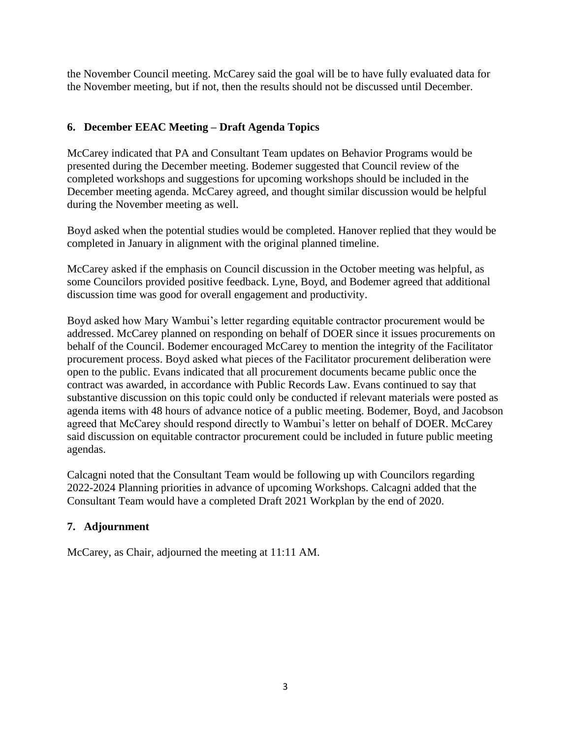the November Council meeting. McCarey said the goal will be to have fully evaluated data for the November meeting, but if not, then the results should not be discussed until December.

## 6. December EEAC Meeting – Draft Agenda Topics

McCarey indicated that PA and Consultant Team updates on Behavior Programs would be presented during the December meeting. Bodemer suggested that Council review of the completed workshops and suggestions for upcoming workshops should be included in the December meeting agenda. McCarey agreed, and thought similar discussion would be helpful during the November meeting as well.

Boyd asked when the potential studies would be completed. Hanover replied that they would be completed in January in alignment with the original planned timeline.

McCarey asked if the emphasis on Council discussion in the October meeting was helpful, as some Councilors provided positive feedback. Lyne, Boyd, and Bodemer agreed that additional discussion time was good for overall engagement and productivity.

Boyd asked how Mary Wambui's letter regarding equitable contractor procurement would be addressed. McCarey planned on responding on behalf of DOER since it issues procurements on behalf of the Council. Bodemer encouraged McCarey to mention the integrity of the Facilitator procurement process. Boyd asked what pieces of the Facilitator procurement deliberation were open to the public. Evans indicated that all procurement documents became public once the contract was awarded, in accordance with Public Records Law. Evans continued to say that substantive discussion on this topic could only be conducted if relevant materials were posted as agenda items with 48 hours of advance notice of a public meeting. Bodemer, Boyd, and Jacobson agreed that McCarey should respond directly to Wambui's letter on behalf of DOER. McCarey said discussion on equitable contractor procurement could be included in future public meeting agendas.

Calcagni noted that the Consultant Team would be following up with Councilors regarding 2022-2024 Planning priorities in advance of upcoming Workshops. Calcagni added that the Consultant Team would have a completed Draft 2021 Workplan by the end of 2020.

## 7. Adjournment

McCarey, as Chair, adjourned the meeting at 11:11 AM.